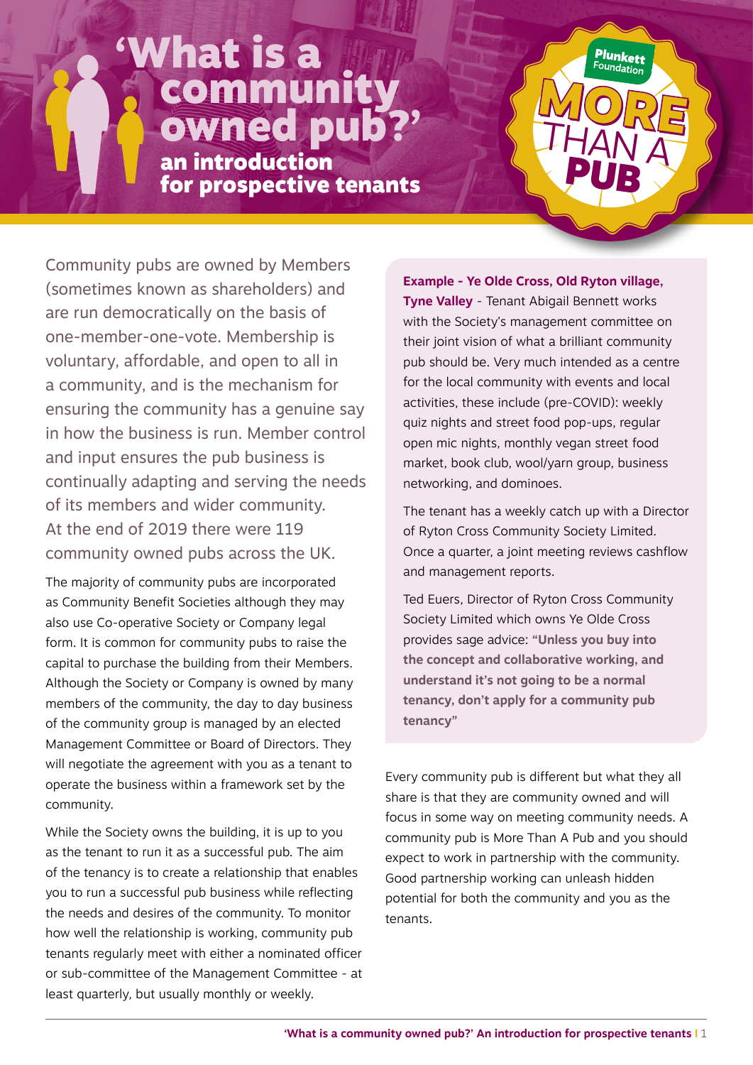# 'What is a community owned pub?'

## an introduction for prospective tenants

Plunkett Foundation

MORE THAN A PUB

Community pubs are owned by Members (sometimes known as shareholders) and are run democratically on the basis of one-member-one-vote. Membership is voluntary, affordable, and open to all in a community, and is the mechanism for ensuring the community has a genuine say in how the business is run. Member control and input ensures the pub business is continually adapting and serving the needs of its members and wider community. At the end of 2019 there were 119 community owned pubs across the UK.

The majority of community pubs are incorporated as Community Benefit Societies although they may also use Co-operative Society or Company legal form. It is common for community pubs to raise the capital to purchase the building from their Members. Although the Society or Company is owned by many members of the community, the day to day business of the community group is managed by an elected Management Committee or Board of Directors. They will negotiate the agreement with you as a tenant to operate the business within a framework set by the community.

While the Society owns the building, it is up to you as the tenant to run it as a successful pub. The aim of the tenancy is to create a relationship that enables you to run a successful pub business while reflecting the needs and desires of the community. To monitor how well the relationship is working, community pub tenants regularly meet with either a nominated officer or sub-committee of the Management Committee - at least quarterly, but usually monthly or weekly.

**Example - Ye Olde Cross, Old Ryton village, Tyne Valley** - Tenant Abigail Bennett works with the Society's management committee on their joint vision of what a brilliant community pub should be. Very much intended as a centre for the local community with events and local activities, these include (pre-COVID): weekly quiz nights and street food pop-ups, regular open mic nights, monthly vegan street food market, book club, wool/yarn group, business networking, and dominoes.

The tenant has a weekly catch up with a Director of Ryton Cross Community Society Limited. Once a quarter, a joint meeting reviews cashflow and management reports.

Ted Euers, Director of Ryton Cross Community Society Limited which owns Ye Olde Cross provides sage advice: **"Unless you buy into the concept and collaborative working, and understand it's not going to be a normal tenancy, don't apply for a community pub tenancy"**

Every community pub is different but what they all share is that they are community owned and will focus in some way on meeting community needs. A community pub is More Than A Pub and you should expect to work in partnership with the community. Good partnership working can unleash hidden potential for both the community and you as the tenants.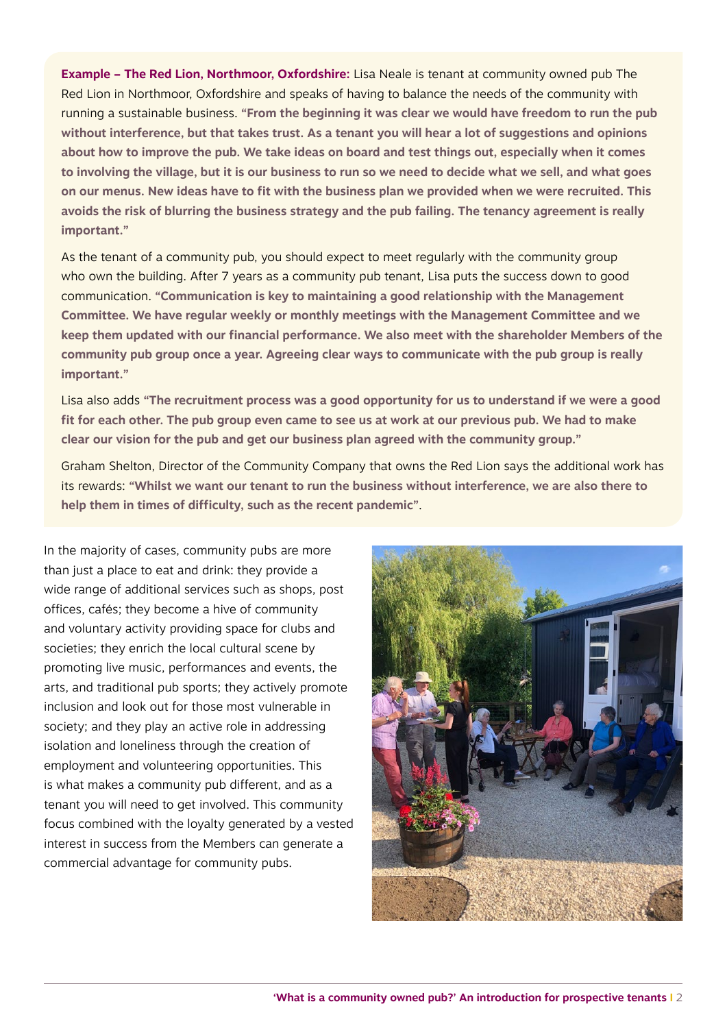**Example – The Red Lion, Northmoor, Oxfordshire:** Lisa Neale is tenant at community owned pub The Red Lion in Northmoor, Oxfordshire and speaks of having to balance the needs of the community with running a sustainable business. **"From the beginning it was clear we would have freedom to run the pub without interference, but that takes trust. As a tenant you will hear a lot of suggestions and opinions about how to improve the pub. We take ideas on board and test things out, especially when it comes to involving the village, but it is our business to run so we need to decide what we sell, and what goes on our menus. New ideas have to fit with the business plan we provided when we were recruited. This avoids the risk of blurring the business strategy and the pub failing. The tenancy agreement is really important."**

As the tenant of a community pub, you should expect to meet regularly with the community group who own the building. After 7 years as a community pub tenant, Lisa puts the success down to good communication. **"Communication is key to maintaining a good relationship with the Management Committee. We have regular weekly or monthly meetings with the Management Committee and we keep them updated with our financial performance. We also meet with the shareholder Members of the community pub group once a year. Agreeing clear ways to communicate with the pub group is really important."**

Lisa also adds **"The recruitment process was a good opportunity for us to understand if we were a good fit for each other. The pub group even came to see us at work at our previous pub. We had to make clear our vision for the pub and get our business plan agreed with the community group."**

Graham Shelton, Director of the Community Company that owns the Red Lion says the additional work has its rewards: **"Whilst we want our tenant to run the business without interference, we are also there to help them in times of difficulty, such as the recent pandemic"**.

In the majority of cases, community pubs are more than just a place to eat and drink: they provide a wide range of additional services such as shops, post offices, cafés; they become a hive of community and voluntary activity providing space for clubs and societies; they enrich the local cultural scene by promoting live music, performances and events, the arts, and traditional pub sports; they actively promote inclusion and look out for those most vulnerable in society; and they play an active role in addressing isolation and loneliness through the creation of employment and volunteering opportunities. This is what makes a community pub different, and as a tenant you will need to get involved. This community focus combined with the loyalty generated by a vested interest in success from the Members can generate a commercial advantage for community pubs.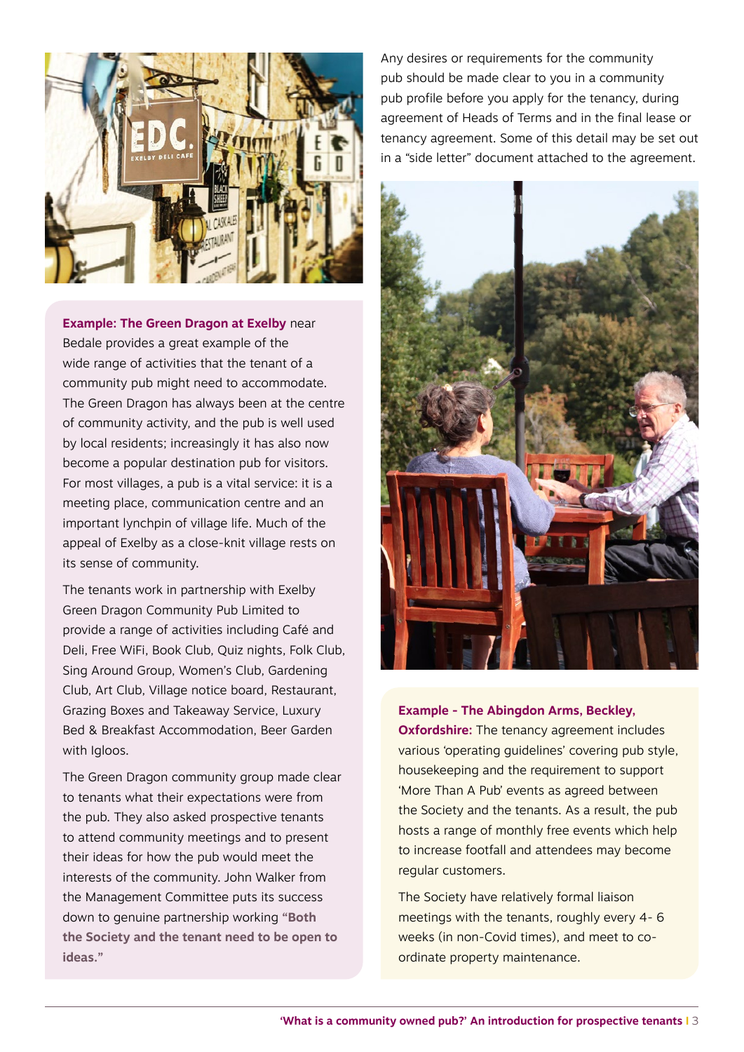**Example: The Green Dragon at Exelby** near Bedale provides a great example of the wide range of activities that the tenant of a community pub might need to accommodate. The Green Dragon has always been at the centre of community activity, and the pub is well used by local residents; increasingly it has also now become a popular destination pub for visitors. For most villages, a pub is a vital service: it is a meeting place, communication centre and an important lynchpin of village life. Much of the appeal of Exelby as a close-knit village rests on its sense of community.

The tenants work in partnership with Exelby Green Dragon Community Pub Limited to provide a range of activities including Café and Deli, Free WiFi, Book Club, Quiz nights, Folk Club, Sing Around Group, Women's Club, Gardening Club, Art Club, Village notice board, Restaurant, Grazing Boxes and Takeaway Service, Luxury Bed & Breakfast Accommodation, Beer Garden with Igloos.

The Green Dragon community group made clear to tenants what their expectations were from the pub. They also asked prospective tenants to attend community meetings and to present their ideas for how the pub would meet the interests of the community. John Walker from the Management Committee puts its success down to genuine partnership working **"Both the Society and the tenant need to be open to ideas."**

Any desires or requirements for the community pub should be made clear to you in a community pub profile before you apply for the tenancy, during agreement of Heads of Terms and in the final lease or tenancy agreement. Some of this detail may be set out in a "side letter" document attached to the agreement.

**Example - The Abingdon Arms, Beckley, Oxfordshire:** The tenancy agreement includes various 'operating guidelines' covering pub style, housekeeping and the requirement to support 'More Than A Pub' events as agreed between the Society and the tenants. As a result, the pub hosts a range of monthly free events which help to increase footfall and attendees may become regular customers.

The Society have relatively formal liaison meetings with the tenants, roughly every 4- 6 weeks (in non-Covid times), and meet to co-ordinate property maintenance.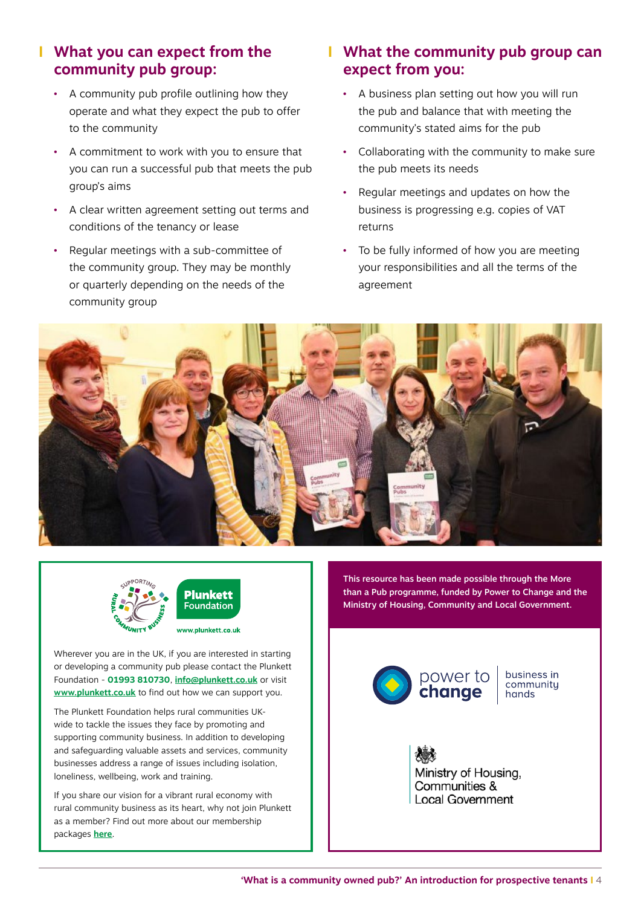## What you can expect from the community pub group:

- A community pub profile outlining how they operate and what they expect the pub to offer to the community
- A commitment to work with you to ensure that you can run a successful pub that meets the pub group's aims
- A clear written agreement setting out terms and conditions of the tenancy or lease
- Regular meetings with a sub-committee of the community group. They may be monthly or quarterly depending on the needs of the community group

## What the community pub group can expect from you:

- A business plan setting out how you will run the pub and balance that with meeting the community's stated aims for the pub
- Collaborating with the community to make sure the pub meets its needs
- Regular meetings and updates on how the business is progressing e.g. copies of VAT returns
- To be fully informed of how you are meeting your responsibilities and all the terms of the agreement

Supporting Rural Community Business

Plunkett Foundation

www.plunkett.co.uk

Wherever you are in the UK, if you are interested in starting or developing a community pub please contact the Plunkett Foundation - **01993 810730**, **info@plunkett.co.uk** or visit **www.plunkett.co.uk** to find out how we can support you.

The Plunkett Foundation helps rural communities UK-wide to tackle the issues they face by promoting and supporting community business. In addition to developing and safeguarding valuable assets and services, community businesses address a range of issues including isolation, loneliness, wellbeing, work and training.

If you share our vision for a vibrant rural economy with rural community business as its heart, why not join Plunkett as a member? Find out more about our membership packages **here**.

**This resource has been made possible through the More than a Pub programme, funded by Power to Change and the Ministry of Housing, Community and Local Government.**

power to change | business in community hands

Ministry of Housing, Communities & Local Government